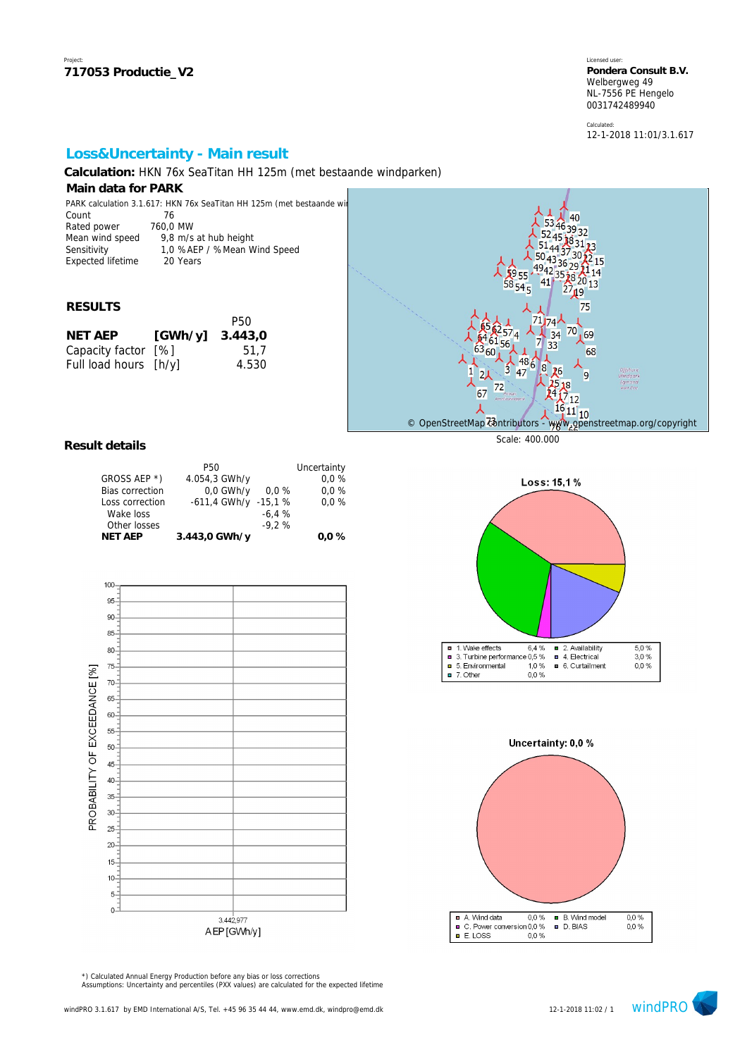Project:
**717053 Productie_V2**

Licensed user:
**Pondera Consult B.V.**
Welbergweg 49
NL-7556 PE Hengelo
0031742489940

Calculated:
12-1-2018 11:01/3.1.617

## Loss&Uncertainty - Main result

**Calculation:** HKN 76x SeaTitan HH 125m (met bestaande windparken)

### Main data for PARK

PARK calculation 3.1.617: HKN 76x SeaTitan HH 125m (met bestaande wi

| | |
|---|---|
| Count | 76 |
| Rated power | 760,0 MW |
| Mean wind speed | 9,8 m/s at hub height |
| Sensitivity | 1,0 % AEP / % Mean Wind Speed |
| Expected lifetime | 20 Years |

© OpenStreetMap contributors - www.openstreetmap.org/copyright

Scale: 400.000

### RESULTS

| | | P50 |
|---|---|---|
| **NET AEP** | **[GWh/y]** | **3.443,0** |
| Capacity factor | [%] | 51,7 |
| Full load hours | [h/y] | 4.530 |

### Result details

| | P50 | | Uncertainty |
|---|---|---|---|
| GROSS AEP *) | 4.054,3 GWh/y | | 0,0 % |
| Bias correction | 0,0 GWh/y | 0,0 % | 0,0 % |
| Loss correction | -611,4 GWh/y | -15,1 % | 0,0 % |
| Wake loss | | -6,4 % | |
| Other losses | | -9,2 % | |
| **NET AEP** | **3.443,0 GWh/y** | | **0,0 %** |

**Loss: 15,1 %**

| | | | |
|---|---|---|---|
| 1. Wake effects | 6,4 % | 2. Availability | 5,0 % |
| 3. Turbine performance | 0,5 % | 4. Electrical | 3,0 % |
| 5. Environmental | 1,0 % | 6. Curtailment | 0,0 % |
| 7. Other | 0,0 % | | |

**Uncertainty: 0,0 %**

| | | | |
|---|---|---|---|
| A. Wind data | 0,0 % | B. Wind model | 0,0 % |
| C. Power conversion | 0,0 % | D. BIAS | 0,0 % |
| E. LOSS | 0,0 % | | |

PROBABILITY OF EXCEEDANCE [%]

3.442,977

AEP [GWh/y]

*) Calculated Annual Energy Production before any bias or loss corrections
Assumptions: Uncertainty and percentiles (PXX values) are calculated for the expected lifetime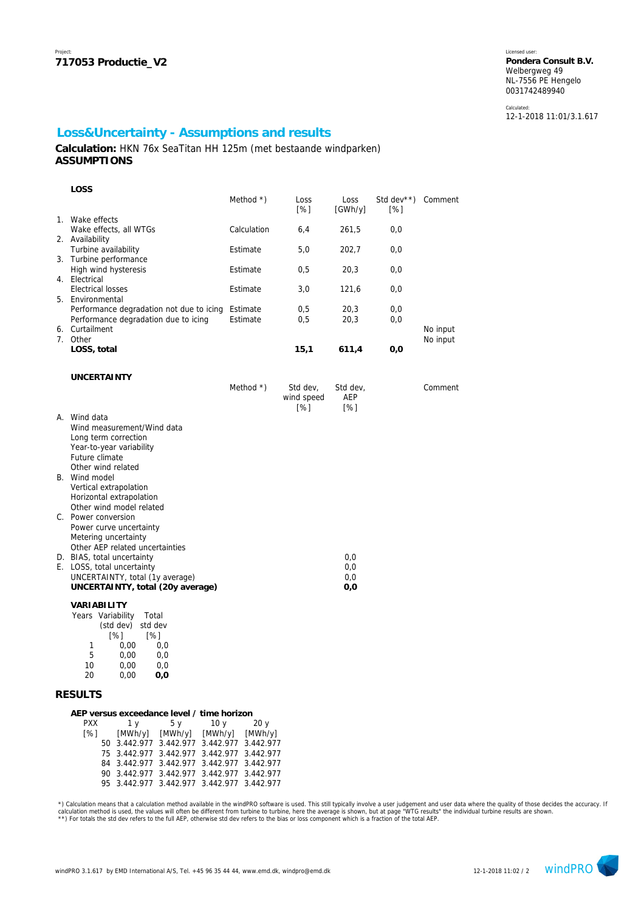Project:
**717053 Productie_V2**

Licensed user:
**Pondera Consult B.V.**
Welbergweg 49
NL-7556 PE Hengelo
0031742489940

Calculated:
12-1-2018 11:01/3.1.617

## Loss&Uncertainty - Assumptions and results

**Calculation:** HKN 76x SeaTitan HH 125m (met bestaande windparken)
**ASSUMPTIONS**

### LOSS

| | | Method *) | Loss [%] | Loss [GWh/y] | Std dev**) [%] | Comment |
|---|---|---|---|---|---|---|
| 1. | Wake effects | | | | | |
| | Wake effects, all WTGs | Calculation | 6,4 | 261,5 | 0,0 | |
| 2. | Availability | | | | | |
| | Turbine availability | Estimate | 5,0 | 202,7 | 0,0 | |
| 3. | Turbine performance | | | | | |
| | High wind hysteresis | Estimate | 0,5 | 20,3 | 0,0 | |
| 4. | Electrical | | | | | |
| | Electrical losses | Estimate | 3,0 | 121,6 | 0,0 | |
| 5. | Environmental | | | | | |
| | Performance degradation not due to icing | Estimate | 0,5 | 20,3 | 0,0 | |
| | Performance degradation due to icing | Estimate | 0,5 | 20,3 | 0,0 | |
| 6. | Curtailment | | | | | No input |
| 7. | Other | | | | | No input |
| | **LOSS, total** | | **15,1** | **611,4** | **0,0** | |

### UNCERTAINTY

| | | Method *) | Std dev, wind speed [%] | Std dev, AEP [%] | Comment |
|---|---|---|---|---|---|
| A. | Wind data | | | | |
| | Wind measurement/Wind data | | | | |
| | Long term correction | | | | |
| | Year-to-year variability | | | | |
| | Future climate | | | | |
| | Other wind related | | | | |
| B. | Wind model | | | | |
| | Vertical extrapolation | | | | |
| | Horizontal extrapolation | | | | |
| | Other wind model related | | | | |
| C. | Power conversion | | | | |
| | Power curve uncertainty | | | | |
| | Metering uncertainty | | | | |
| | Other AEP related uncertainties | | | | |
| D. | BIAS, total uncertainty | | | 0,0 | |
| E. | LOSS, total uncertainty | | | 0,0 | |
| | UNCERTAINTY, total (1y average) | | | 0,0 | |
| | **UNCERTAINTY, total (20y average)** | | | **0,0** | |

### VARIABILITY

| Years | Variability (std dev) [%] | Total std dev [%] |
|---|---|---|
| 1 | 0,00 | 0,0 |
| 5 | 0,00 | 0,0 |
| 10 | 0,00 | 0,0 |
| 20 | 0,00 | **0,0** |

## RESULTS

**AEP versus exceedance level / time horizon**

| PXX [%] | 1 y [MWh/y] | 5 y [MWh/y] | 10 y [MWh/y] | 20 y [MWh/y] |
|---|---|---|---|---|
| 50 | 3.442.977 | 3.442.977 | 3.442.977 | 3.442.977 |
| 75 | 3.442.977 | 3.442.977 | 3.442.977 | 3.442.977 |
| 84 | 3.442.977 | 3.442.977 | 3.442.977 | 3.442.977 |
| 90 | 3.442.977 | 3.442.977 | 3.442.977 | 3.442.977 |
| 95 | 3.442.977 | 3.442.977 | 3.442.977 | 3.442.977 |

*) Calculation means that a calculation method available in the windPRO software is used. This still typically involve a user judgement and user data where the quality of those decides the accuracy. If calculation method is used, the values will often be different from turbine to turbine, here the average is shown, but at page "WTG results" the individual turbine results are shown.
**) For totals the std dev refers to the full AEP, otherwise std dev refers to the bias or loss component which is a fraction of the total AEP.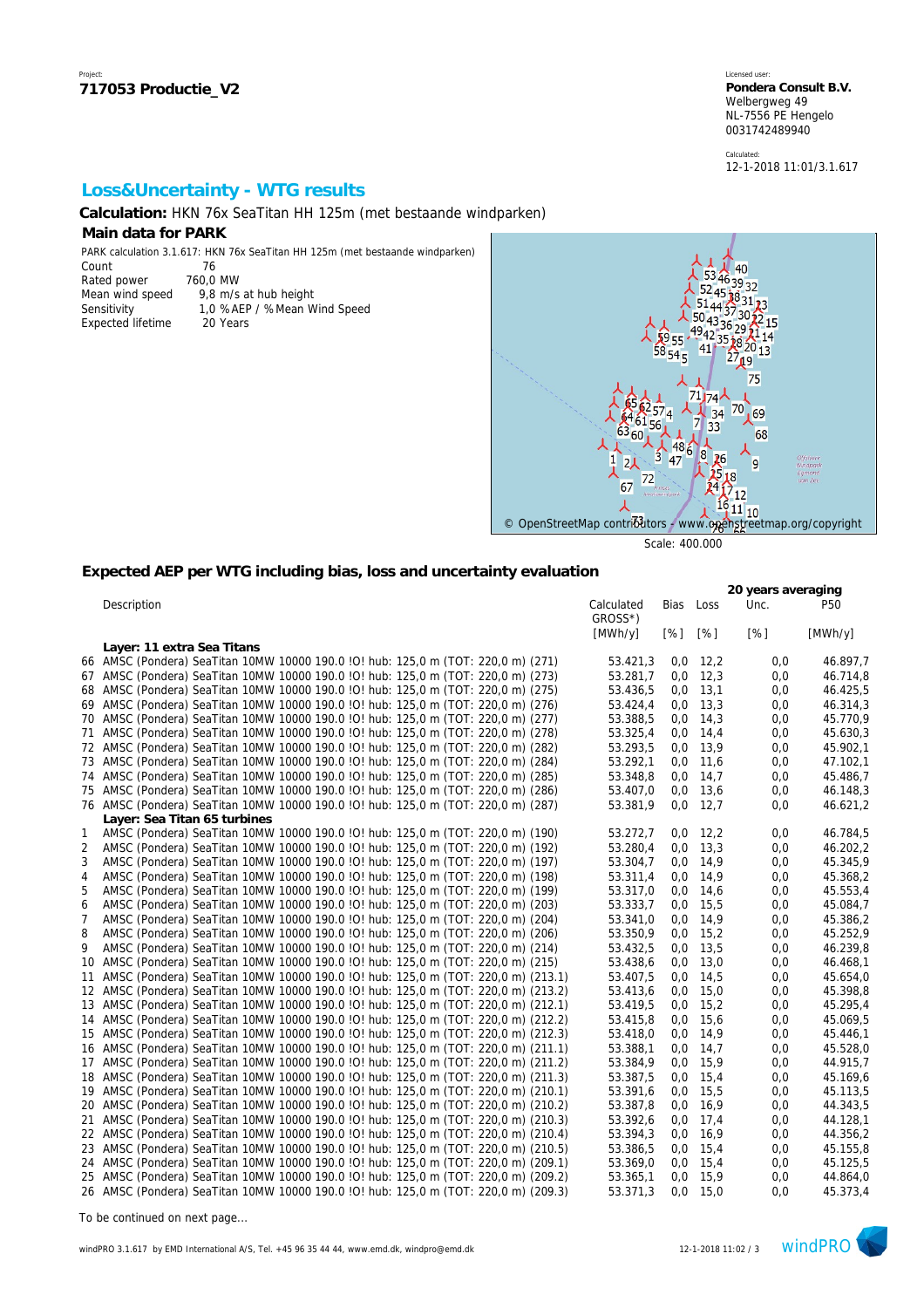Project:
**717053 Productie_V2**

Licensed user:
**Pondera Consult B.V.**
Welbergweg 49
NL-7556 PE Hengelo
0031742489940

Calculated:
12-1-2018 11:01/3.1.617

## Loss&Uncertainty - WTG results

**Calculation:** HKN 76x SeaTitan HH 125m (met bestaande windparken)

### Main data for PARK

PARK calculation 3.1.617: HKN 76x SeaTitan HH 125m (met bestaande windparken)

| | |
|---|---|
| Count | 76 |
| Rated power | 760,0 MW |
| Mean wind speed | 9,8 m/s at hub height |
| Sensitivity | 1,0 % AEP / % Mean Wind Speed |
| Expected lifetime | 20 Years |

© OpenStreetMap contributors - www.openstreetmap.org/copyright

Scale: 400.000

### Expected AEP per WTG including bias, loss and uncertainty evaluation

| | Description | Calculated GROSS*) [MWh/y] | Bias [%] | Loss [%] | 20 years averaging Unc. [%] | P50 [MWh/y] |
|---|---|---|---|---|---|---|
| | **Layer: 11 extra Sea Titans** | | | | | |
| 66 | AMSC (Pondera) SeaTitan 10MW 10000 190.0 !O! hub: 125,0 m (TOT: 220,0 m) (271) | 53.421,3 | 0,0 | 12,2 | 0,0 | 46.897,7 |
| 67 | AMSC (Pondera) SeaTitan 10MW 10000 190.0 !O! hub: 125,0 m (TOT: 220,0 m) (273) | 53.281,7 | 0,0 | 12,3 | 0,0 | 46.714,8 |
| 68 | AMSC (Pondera) SeaTitan 10MW 10000 190.0 !O! hub: 125,0 m (TOT: 220,0 m) (275) | 53.436,5 | 0,0 | 13,1 | 0,0 | 46.425,5 |
| 69 | AMSC (Pondera) SeaTitan 10MW 10000 190.0 !O! hub: 125,0 m (TOT: 220,0 m) (276) | 53.424,4 | 0,0 | 13,3 | 0,0 | 46.314,3 |
| 70 | AMSC (Pondera) SeaTitan 10MW 10000 190.0 !O! hub: 125,0 m (TOT: 220,0 m) (277) | 53.388,5 | 0,0 | 14,3 | 0,0 | 45.770,9 |
| 71 | AMSC (Pondera) SeaTitan 10MW 10000 190.0 !O! hub: 125,0 m (TOT: 220,0 m) (278) | 53.325,4 | 0,0 | 14,4 | 0,0 | 45.630,3 |
| 72 | AMSC (Pondera) SeaTitan 10MW 10000 190.0 !O! hub: 125,0 m (TOT: 220,0 m) (282) | 53.293,5 | 0,0 | 13,9 | 0,0 | 45.902,1 |
| 73 | AMSC (Pondera) SeaTitan 10MW 10000 190.0 !O! hub: 125,0 m (TOT: 220,0 m) (284) | 53.292,1 | 0,0 | 11,6 | 0,0 | 47.102,1 |
| 74 | AMSC (Pondera) SeaTitan 10MW 10000 190.0 !O! hub: 125,0 m (TOT: 220,0 m) (285) | 53.348,8 | 0,0 | 14,7 | 0,0 | 45.486,7 |
| 75 | AMSC (Pondera) SeaTitan 10MW 10000 190.0 !O! hub: 125,0 m (TOT: 220,0 m) (286) | 53.407,0 | 0,0 | 13,6 | 0,0 | 46.148,3 |
| 76 | AMSC (Pondera) SeaTitan 10MW 10000 190.0 !O! hub: 125,0 m (TOT: 220,0 m) (287) | 53.381,9 | 0,0 | 12,7 | 0,0 | 46.621,2 |
| | **Layer: Sea Titan 65 turbines** | | | | | |
| 1 | AMSC (Pondera) SeaTitan 10MW 10000 190.0 !O! hub: 125,0 m (TOT: 220,0 m) (190) | 53.272,7 | 0,0 | 12,2 | 0,0 | 46.784,5 |
| 2 | AMSC (Pondera) SeaTitan 10MW 10000 190.0 !O! hub: 125,0 m (TOT: 220,0 m) (192) | 53.280,4 | 0,0 | 13,3 | 0,0 | 46.202,2 |
| 3 | AMSC (Pondera) SeaTitan 10MW 10000 190.0 !O! hub: 125,0 m (TOT: 220,0 m) (197) | 53.304,7 | 0,0 | 14,9 | 0,0 | 45.345,9 |
| 4 | AMSC (Pondera) SeaTitan 10MW 10000 190.0 !O! hub: 125,0 m (TOT: 220,0 m) (198) | 53.311,4 | 0,0 | 14,9 | 0,0 | 45.368,2 |
| 5 | AMSC (Pondera) SeaTitan 10MW 10000 190.0 !O! hub: 125,0 m (TOT: 220,0 m) (199) | 53.317,0 | 0,0 | 14,6 | 0,0 | 45.553,4 |
| 6 | AMSC (Pondera) SeaTitan 10MW 10000 190.0 !O! hub: 125,0 m (TOT: 220,0 m) (203) | 53.333,7 | 0,0 | 15,5 | 0,0 | 45.084,7 |
| 7 | AMSC (Pondera) SeaTitan 10MW 10000 190.0 !O! hub: 125,0 m (TOT: 220,0 m) (204) | 53.341,0 | 0,0 | 14,9 | 0,0 | 45.386,2 |
| 8 | AMSC (Pondera) SeaTitan 10MW 10000 190.0 !O! hub: 125,0 m (TOT: 220,0 m) (206) | 53.350,9 | 0,0 | 15,2 | 0,0 | 45.252,9 |
| 9 | AMSC (Pondera) SeaTitan 10MW 10000 190.0 !O! hub: 125,0 m (TOT: 220,0 m) (214) | 53.432,5 | 0,0 | 13,5 | 0,0 | 46.239,8 |
| 10 | AMSC (Pondera) SeaTitan 10MW 10000 190.0 !O! hub: 125,0 m (TOT: 220,0 m) (215) | 53.438,6 | 0,0 | 13,0 | 0,0 | 46.468,1 |
| 11 | AMSC (Pondera) SeaTitan 10MW 10000 190.0 !O! hub: 125,0 m (TOT: 220,0 m) (213.1) | 53.407,5 | 0,0 | 14,5 | 0,0 | 45.654,0 |
| 12 | AMSC (Pondera) SeaTitan 10MW 10000 190.0 !O! hub: 125,0 m (TOT: 220,0 m) (213.2) | 53.413,6 | 0,0 | 15,0 | 0,0 | 45.398,8 |
| 13 | AMSC (Pondera) SeaTitan 10MW 10000 190.0 !O! hub: 125,0 m (TOT: 220,0 m) (212.1) | 53.419,5 | 0,0 | 15,2 | 0,0 | 45.295,4 |
| 14 | AMSC (Pondera) SeaTitan 10MW 10000 190.0 !O! hub: 125,0 m (TOT: 220,0 m) (212.2) | 53.415,8 | 0,0 | 15,6 | 0,0 | 45.069,5 |
| 15 | AMSC (Pondera) SeaTitan 10MW 10000 190.0 !O! hub: 125,0 m (TOT: 220,0 m) (212.3) | 53.418,0 | 0,0 | 14,9 | 0,0 | 45.446,1 |
| 16 | AMSC (Pondera) SeaTitan 10MW 10000 190.0 !O! hub: 125,0 m (TOT: 220,0 m) (211.1) | 53.388,1 | 0,0 | 14,7 | 0,0 | 45.528,0 |
| 17 | AMSC (Pondera) SeaTitan 10MW 10000 190.0 !O! hub: 125,0 m (TOT: 220,0 m) (211.2) | 53.384,9 | 0,0 | 15,9 | 0,0 | 44.915,7 |
| 18 | AMSC (Pondera) SeaTitan 10MW 10000 190.0 !O! hub: 125,0 m (TOT: 220,0 m) (211.3) | 53.387,5 | 0,0 | 15,4 | 0,0 | 45.169,6 |
| 19 | AMSC (Pondera) SeaTitan 10MW 10000 190.0 !O! hub: 125,0 m (TOT: 220,0 m) (210.1) | 53.391,6 | 0,0 | 15,5 | 0,0 | 45.113,5 |
| 20 | AMSC (Pondera) SeaTitan 10MW 10000 190.0 !O! hub: 125,0 m (TOT: 220,0 m) (210.2) | 53.387,8 | 0,0 | 16,9 | 0,0 | 44.343,5 |
| 21 | AMSC (Pondera) SeaTitan 10MW 10000 190.0 !O! hub: 125,0 m (TOT: 220,0 m) (210.3) | 53.392,6 | 0,0 | 17,4 | 0,0 | 44.128,1 |
| 22 | AMSC (Pondera) SeaTitan 10MW 10000 190.0 !O! hub: 125,0 m (TOT: 220,0 m) (210.4) | 53.394,3 | 0,0 | 16,9 | 0,0 | 44.356,2 |
| 23 | AMSC (Pondera) SeaTitan 10MW 10000 190.0 !O! hub: 125,0 m (TOT: 220,0 m) (210.5) | 53.386,5 | 0,0 | 15,4 | 0,0 | 45.155,8 |
| 24 | AMSC (Pondera) SeaTitan 10MW 10000 190.0 !O! hub: 125,0 m (TOT: 220,0 m) (209.1) | 53.369,0 | 0,0 | 15,4 | 0,0 | 45.125,5 |
| 25 | AMSC (Pondera) SeaTitan 10MW 10000 190.0 !O! hub: 125,0 m (TOT: 220,0 m) (209.2) | 53.365,1 | 0,0 | 15,9 | 0,0 | 44.864,0 |
| 26 | AMSC (Pondera) SeaTitan 10MW 10000 190.0 !O! hub: 125,0 m (TOT: 220,0 m) (209.3) | 53.371,3 | 0,0 | 15,0 | 0,0 | 45.373,4 |

To be continued on next page...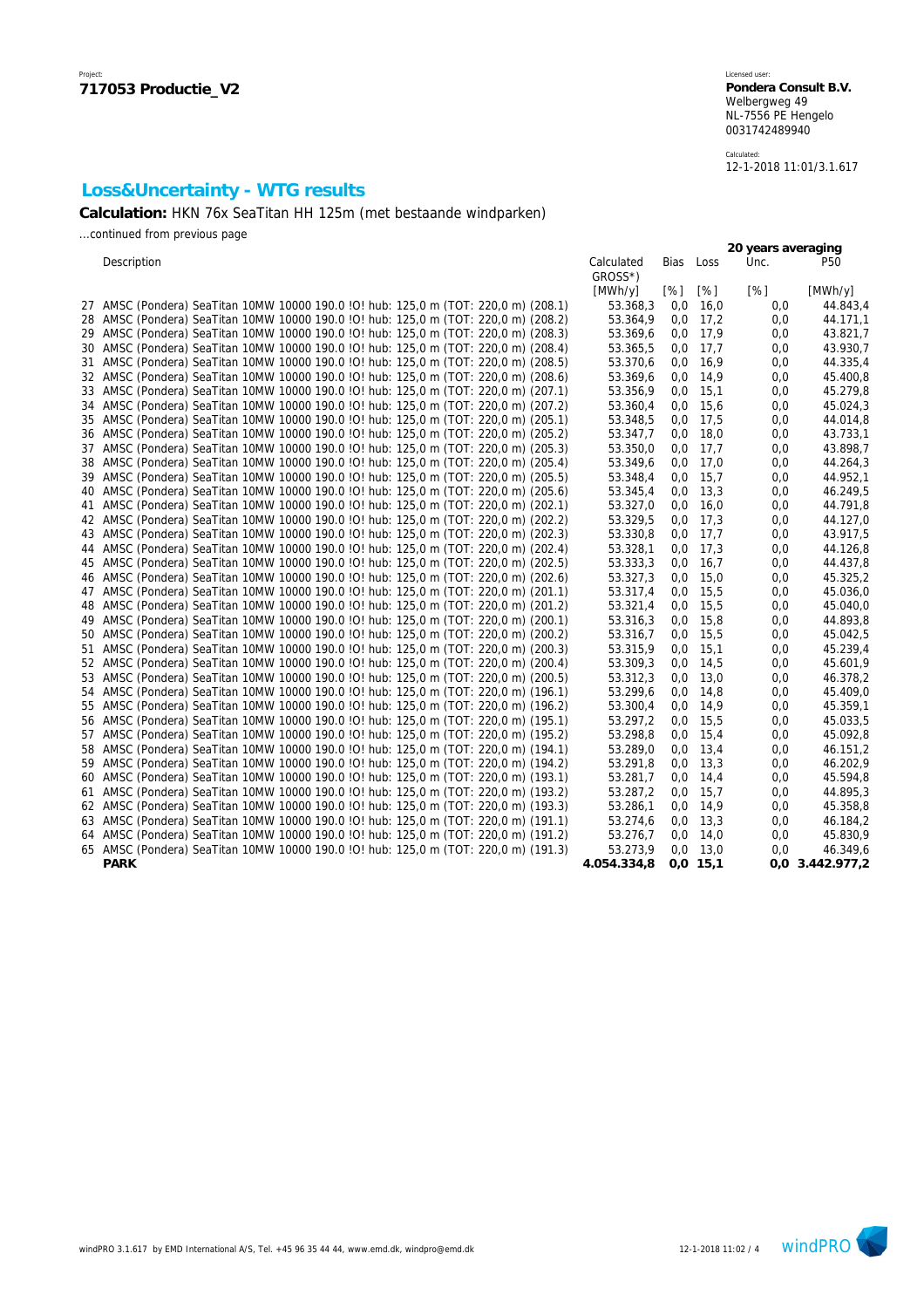Project:
**717053 Productie_V2**

Licensed user:
**Pondera Consult B.V.**
Welbergweg 49
NL-7556 PE Hengelo
0031742489940

Calculated:
12-1-2018 11:01/3.1.617

## Loss&Uncertainty - WTG results

**Calculation:** HKN 76x SeaTitan HH 125m (met bestaande windparken)

...continued from previous page

| | Description | Calculated GROSS*) | Bias | Loss | 20 years averaging Unc. | P50 |
|---|---|---|---|---|---|---|
| | | [MWh/y] | [%] | [%] | [%] | [MWh/y] |
| 27 | AMSC (Pondera) SeaTitan 10MW 10000 190.0 !O! hub: 125,0 m (TOT: 220,0 m) (208.1) | 53.368,3 | 0,0 | 16,0 | 0,0 | 44.843,4 |
| 28 | AMSC (Pondera) SeaTitan 10MW 10000 190.0 !O! hub: 125,0 m (TOT: 220,0 m) (208.2) | 53.364,9 | 0,0 | 17,2 | 0,0 | 44.171,1 |
| 29 | AMSC (Pondera) SeaTitan 10MW 10000 190.0 !O! hub: 125,0 m (TOT: 220,0 m) (208.3) | 53.369,6 | 0,0 | 17,9 | 0,0 | 43.821,7 |
| 30 | AMSC (Pondera) SeaTitan 10MW 10000 190.0 !O! hub: 125,0 m (TOT: 220,0 m) (208.4) | 53.365,5 | 0,0 | 17,7 | 0,0 | 43.930,7 |
| 31 | AMSC (Pondera) SeaTitan 10MW 10000 190.0 !O! hub: 125,0 m (TOT: 220,0 m) (208.5) | 53.370,6 | 0,0 | 16,9 | 0,0 | 44.335,4 |
| 32 | AMSC (Pondera) SeaTitan 10MW 10000 190.0 !O! hub: 125,0 m (TOT: 220,0 m) (208.6) | 53.369,6 | 0,0 | 14,9 | 0,0 | 45.400,8 |
| 33 | AMSC (Pondera) SeaTitan 10MW 10000 190.0 !O! hub: 125,0 m (TOT: 220,0 m) (207.1) | 53.356,9 | 0,0 | 15,1 | 0,0 | 45.279,8 |
| 34 | AMSC (Pondera) SeaTitan 10MW 10000 190.0 !O! hub: 125,0 m (TOT: 220,0 m) (207.2) | 53.360,4 | 0,0 | 15,6 | 0,0 | 45.024,3 |
| 35 | AMSC (Pondera) SeaTitan 10MW 10000 190.0 !O! hub: 125,0 m (TOT: 220,0 m) (205.1) | 53.348,5 | 0,0 | 17,5 | 0,0 | 44.014,8 |
| 36 | AMSC (Pondera) SeaTitan 10MW 10000 190.0 !O! hub: 125,0 m (TOT: 220,0 m) (205.2) | 53.347,7 | 0,0 | 18,0 | 0,0 | 43.733,1 |
| 37 | AMSC (Pondera) SeaTitan 10MW 10000 190.0 !O! hub: 125,0 m (TOT: 220,0 m) (205.3) | 53.350,0 | 0,0 | 17,7 | 0,0 | 43.898,7 |
| 38 | AMSC (Pondera) SeaTitan 10MW 10000 190.0 !O! hub: 125,0 m (TOT: 220,0 m) (205.4) | 53.349,6 | 0,0 | 17,0 | 0,0 | 44.264,3 |
| 39 | AMSC (Pondera) SeaTitan 10MW 10000 190.0 !O! hub: 125,0 m (TOT: 220,0 m) (205.5) | 53.348,4 | 0,0 | 15,7 | 0,0 | 44.952,1 |
| 40 | AMSC (Pondera) SeaTitan 10MW 10000 190.0 !O! hub: 125,0 m (TOT: 220,0 m) (205.6) | 53.345,4 | 0,0 | 13,3 | 0,0 | 46.249,5 |
| 41 | AMSC (Pondera) SeaTitan 10MW 10000 190.0 !O! hub: 125,0 m (TOT: 220,0 m) (202.1) | 53.327,0 | 0,0 | 16,0 | 0,0 | 44.791,8 |
| 42 | AMSC (Pondera) SeaTitan 10MW 10000 190.0 !O! hub: 125,0 m (TOT: 220,0 m) (202.2) | 53.329,5 | 0,0 | 17,3 | 0,0 | 44.127,0 |
| 43 | AMSC (Pondera) SeaTitan 10MW 10000 190.0 !O! hub: 125,0 m (TOT: 220,0 m) (202.3) | 53.330,8 | 0,0 | 17,7 | 0,0 | 43.917,5 |
| 44 | AMSC (Pondera) SeaTitan 10MW 10000 190.0 !O! hub: 125,0 m (TOT: 220,0 m) (202.4) | 53.328,1 | 0,0 | 17,3 | 0,0 | 44.126,8 |
| 45 | AMSC (Pondera) SeaTitan 10MW 10000 190.0 !O! hub: 125,0 m (TOT: 220,0 m) (202.5) | 53.333,3 | 0,0 | 16,7 | 0,0 | 44.437,8 |
| 46 | AMSC (Pondera) SeaTitan 10MW 10000 190.0 !O! hub: 125,0 m (TOT: 220,0 m) (202.6) | 53.327,3 | 0,0 | 15,0 | 0,0 | 45.325,2 |
| 47 | AMSC (Pondera) SeaTitan 10MW 10000 190.0 !O! hub: 125,0 m (TOT: 220,0 m) (201.1) | 53.317,4 | 0,0 | 15,5 | 0,0 | 45.036,0 |
| 48 | AMSC (Pondera) SeaTitan 10MW 10000 190.0 !O! hub: 125,0 m (TOT: 220,0 m) (201.2) | 53.321,4 | 0,0 | 15,5 | 0,0 | 45.040,0 |
| 49 | AMSC (Pondera) SeaTitan 10MW 10000 190.0 !O! hub: 125,0 m (TOT: 220,0 m) (200.1) | 53.316,3 | 0,0 | 15,8 | 0,0 | 44.893,8 |
| 50 | AMSC (Pondera) SeaTitan 10MW 10000 190.0 !O! hub: 125,0 m (TOT: 220,0 m) (200.2) | 53.316,7 | 0,0 | 15,5 | 0,0 | 45.042,5 |
| 51 | AMSC (Pondera) SeaTitan 10MW 10000 190.0 !O! hub: 125,0 m (TOT: 220,0 m) (200.3) | 53.315,9 | 0,0 | 15,1 | 0,0 | 45.239,4 |
| 52 | AMSC (Pondera) SeaTitan 10MW 10000 190.0 !O! hub: 125,0 m (TOT: 220,0 m) (200.4) | 53.309,3 | 0,0 | 14,5 | 0,0 | 45.601,9 |
| 53 | AMSC (Pondera) SeaTitan 10MW 10000 190.0 !O! hub: 125,0 m (TOT: 220,0 m) (200.5) | 53.312,3 | 0,0 | 13,0 | 0,0 | 46.378,2 |
| 54 | AMSC (Pondera) SeaTitan 10MW 10000 190.0 !O! hub: 125,0 m (TOT: 220,0 m) (196.1) | 53.299,6 | 0,0 | 14,8 | 0,0 | 45.409,0 |
| 55 | AMSC (Pondera) SeaTitan 10MW 10000 190.0 !O! hub: 125,0 m (TOT: 220,0 m) (196.2) | 53.300,4 | 0,0 | 14,9 | 0,0 | 45.359,1 |
| 56 | AMSC (Pondera) SeaTitan 10MW 10000 190.0 !O! hub: 125,0 m (TOT: 220,0 m) (195.1) | 53.297,2 | 0,0 | 15,5 | 0,0 | 45.033,5 |
| 57 | AMSC (Pondera) SeaTitan 10MW 10000 190.0 !O! hub: 125,0 m (TOT: 220,0 m) (195.2) | 53.298,8 | 0,0 | 15,4 | 0,0 | 45.092,8 |
| 58 | AMSC (Pondera) SeaTitan 10MW 10000 190.0 !O! hub: 125,0 m (TOT: 220,0 m) (194.1) | 53.289,0 | 0,0 | 13,4 | 0,0 | 46.151,2 |
| 59 | AMSC (Pondera) SeaTitan 10MW 10000 190.0 !O! hub: 125,0 m (TOT: 220,0 m) (194.2) | 53.291,8 | 0,0 | 13,3 | 0,0 | 46.202,9 |
| 60 | AMSC (Pondera) SeaTitan 10MW 10000 190.0 !O! hub: 125,0 m (TOT: 220,0 m) (193.1) | 53.281,7 | 0,0 | 14,4 | 0,0 | 45.594,8 |
| 61 | AMSC (Pondera) SeaTitan 10MW 10000 190.0 !O! hub: 125,0 m (TOT: 220,0 m) (193.2) | 53.287,2 | 0,0 | 15,7 | 0,0 | 44.895,3 |
| 62 | AMSC (Pondera) SeaTitan 10MW 10000 190.0 !O! hub: 125,0 m (TOT: 220,0 m) (193.3) | 53.286,1 | 0,0 | 14,9 | 0,0 | 45.358,8 |
| 63 | AMSC (Pondera) SeaTitan 10MW 10000 190.0 !O! hub: 125,0 m (TOT: 220,0 m) (191.1) | 53.274,6 | 0,0 | 13,3 | 0,0 | 46.184,2 |
| 64 | AMSC (Pondera) SeaTitan 10MW 10000 190.0 !O! hub: 125,0 m (TOT: 220,0 m) (191.2) | 53.276,7 | 0,0 | 14,0 | 0,0 | 45.830,9 |
| 65 | AMSC (Pondera) SeaTitan 10MW 10000 190.0 !O! hub: 125,0 m (TOT: 220,0 m) (191.3) | 53.273,9 | 0,0 | 13,0 | 0,0 | 46.349,6 |
| | **PARK** | **4.054.334,8** | **0,0** | **15,1** | **0,0** | **3.442.977,2** |